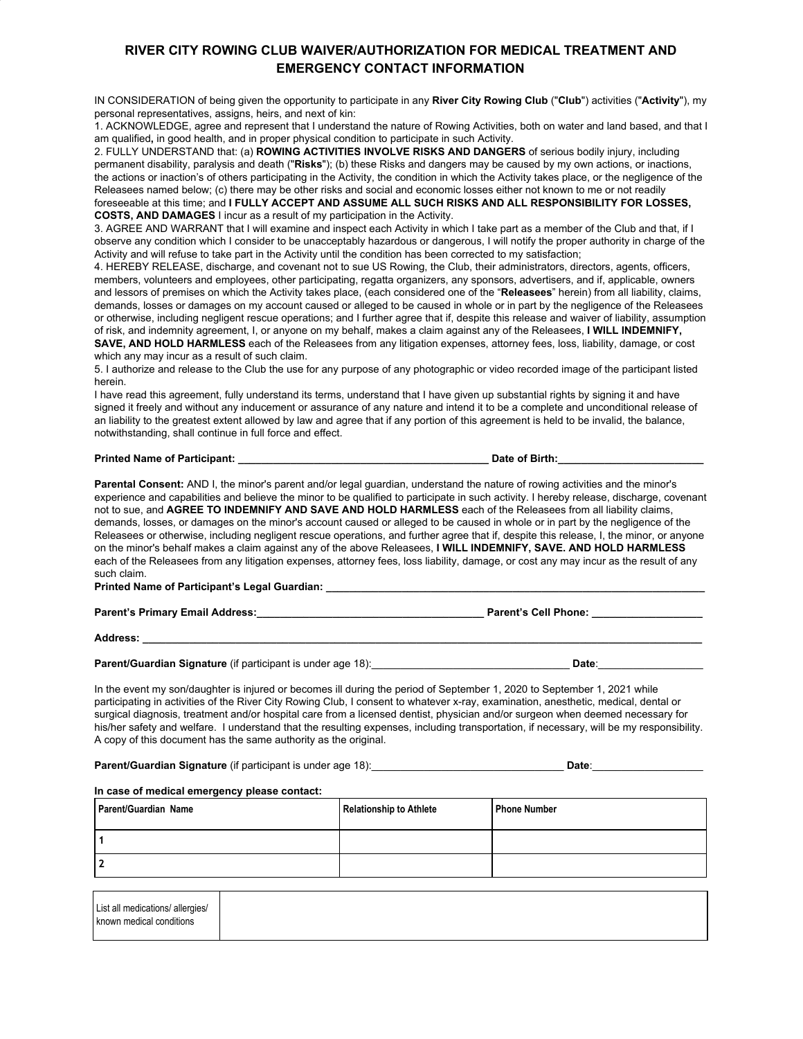# RIVER CITY ROWING CLUB WAIVER/AUTHORIZATION FOR MEDICAL TREATMENT AND EMERGENCY CONTACT INFORMATION

IN CONSIDERATION of being given the opportunity to participate in any **River City Rowing Club** ("**Club**") activities ("**Activity**"), my personal representatives, assigns, heirs, and next of kin:

1. ACKNOWLEDGE, agree and represent that I understand the nature of Rowing Activities, both on water and land based, and that I am qualified**,** in good health, and in proper physical condition to participate in such Activity.
2. FULLY UNDERSTAND that: (a) **ROWING ACTIVITIES INVOLVE RISKS AND DANGERS** of serious bodily injury, including permanent disability, paralysis and death ("**Risks**"); (b) these Risks and dangers may be caused by my own actions, or inactions, the actions or inaction's of others participating in the Activity, the condition in which the Activity takes place, or the negligence of the Releasees named below; (c) there may be other risks and social and economic losses either not known to me or not readily foreseeable at this time; and **I FULLY ACCEPT AND ASSUME ALL SUCH RISKS AND ALL RESPONSIBILITY FOR LOSSES, COSTS, AND DAMAGES** I incur as a result of my participation in the Activity.
3. AGREE AND WARRANT that I will examine and inspect each Activity in which I take part as a member of the Club and that, if I observe any condition which I consider to be unacceptably hazardous or dangerous, I will notify the proper authority in charge of the Activity and will refuse to take part in the Activity until the condition has been corrected to my satisfaction;
4. HEREBY RELEASE, discharge, and covenant not to sue US Rowing, the Club, their administrators, directors, agents, officers, members, volunteers and employees, other participating, regatta organizers, any sponsors, advertisers, and if, applicable, owners and lessors of premises on which the Activity takes place, (each considered one of the "**Releasees**" herein) from all liability, claims, demands, losses or damages on my account caused or alleged to be caused in whole or in part by the negligence of the Releasees or otherwise, including negligent rescue operations; and I further agree that if, despite this release and waiver of liability, assumption of risk, and indemnity agreement, I, or anyone on my behalf, makes a claim against any of the Releasees, **I WILL INDEMNIFY, SAVE, AND HOLD HARMLESS** each of the Releasees from any litigation expenses, attorney fees, loss, liability, damage, or cost which any may incur as a result of such claim.
5. I authorize and release to the Club the use for any purpose of any photographic or video recorded image of the participant listed herein.

I have read this agreement, fully understand its terms, understand that I have given up substantial rights by signing it and have signed it freely and without any inducement or assurance of any nature and intend it to be a complete and unconditional release of an liability to the greatest extent allowed by law and agree that if any portion of this agreement is held to be invalid, the balance, notwithstanding, shall continue in full force and effect.

**Printed Name of Participant:** ___________________________________________ **Date of Birth:**_________________________

**Parental Consent:** AND I, the minor's parent and/or legal guardian, understand the nature of rowing activities and the minor's experience and capabilities and believe the minor to be qualified to participate in such activity. I hereby release, discharge, covenant not to sue, and **AGREE TO INDEMNIFY AND SAVE AND HOLD HARMLESS** each of the Releasees from all liability claims, demands, losses, or damages on the minor's account caused or alleged to be caused in whole or in part by the negligence of the Releasees or otherwise, including negligent rescue operations, and further agree that if, despite this release, I, the minor, or anyone on the minor's behalf makes a claim against any of the above Releasees, **I WILL INDEMNIFY, SAVE. AND HOLD HARMLESS** each of the Releasees from any litigation expenses, attorney fees, loss liability, damage, or cost any may incur as the result of any such claim.

**Printed Name of Participant's Legal Guardian:** ___________________________________________________________________

**Parent's Primary Email Address:**_______________________________________ **Parent's Cell Phone:** ___________________

**Address:** ___________________________________________________________________________________________

**Parent/Guardian Signature** (if participant is under age 18):__________________________________ **Date**:__________________

In the event my son/daughter is injured or becomes ill during the period of September 1, 2020 to September 1, 2021 while participating in activities of the River City Rowing Club, I consent to whatever x-ray, examination, anesthetic, medical, dental or surgical diagnosis, treatment and/or hospital care from a licensed dentist, physician and/or surgeon when deemed necessary for his/her safety and welfare. I understand that the resulting expenses, including transportation, if necessary, will be my responsibility. A copy of this document has the same authority as the original.

**Parent/Guardian Signature** (if participant is under age 18):________________________________ **Date**:___________________

**In case of medical emergency please contact:**

| Parent/Guardian Name | Relationship to Athlete | Phone Number |
|---|---|---|
| 1 | | |
| 2 | | |

| List all medications/ allergies/ known medical conditions | |
|---|---|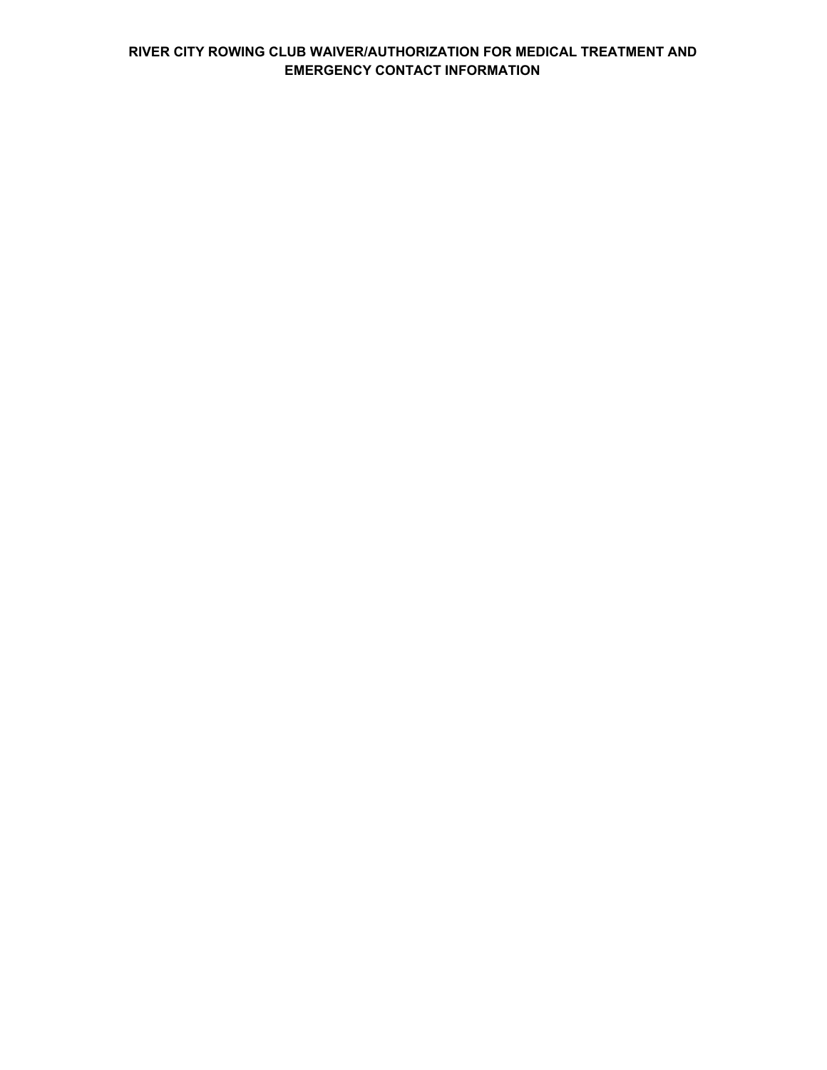**RIVER CITY ROWING CLUB WAIVER/AUTHORIZATION FOR MEDICAL TREATMENT AND EMERGENCY CONTACT INFORMATION**